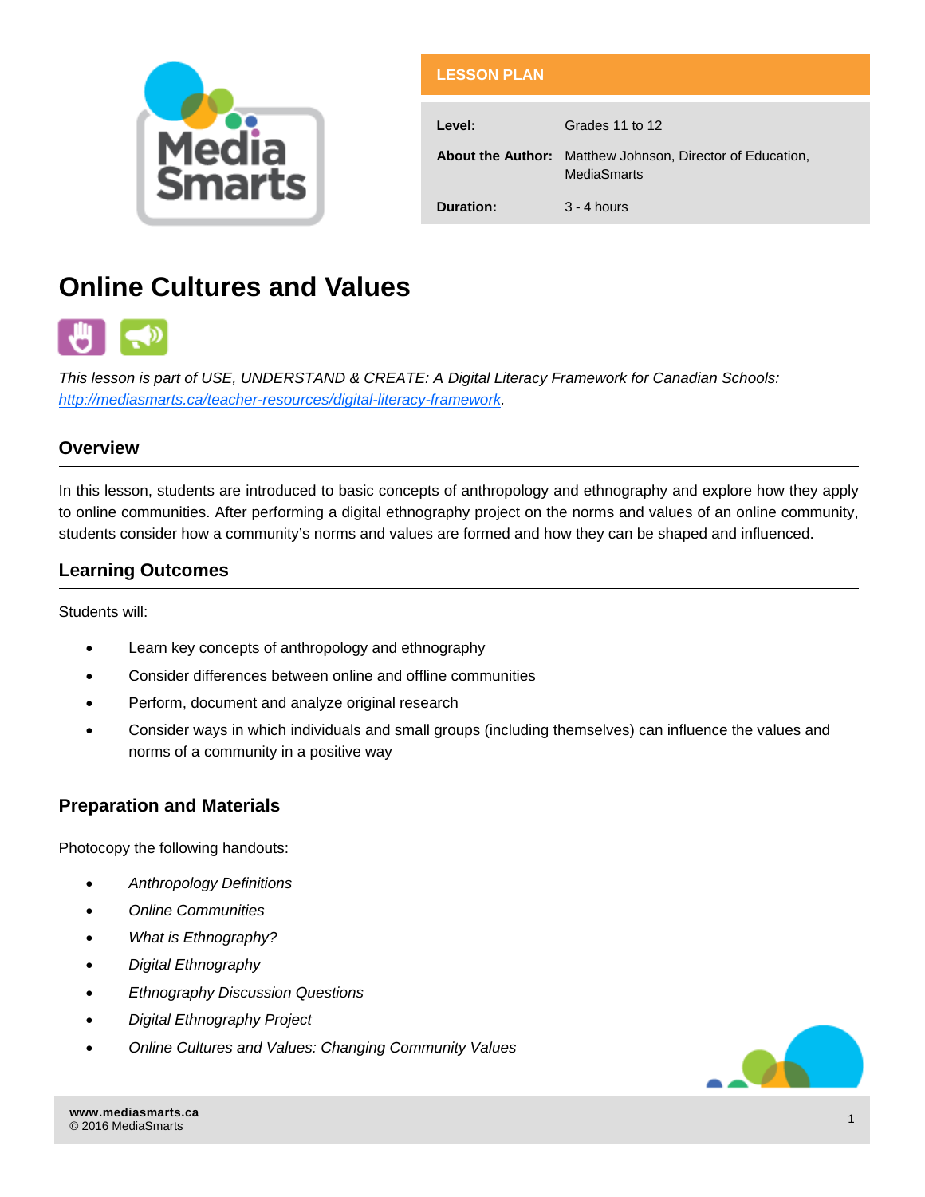| LESSON PLAN | |
| --- | --- |
| **Level:** | Grades 11 to 12 |
| **About the Author:** | Matthew Johnson, Director of Education, MediaSmarts |
| **Duration:** | 3 - 4 hours |

# Online Cultures and Values

*This lesson is part of USE, UNDERSTAND & CREATE: A Digital Literacy Framework for Canadian Schools: [http://mediasmarts.ca/teacher-resources/digital-literacy-framework](http://mediasmarts.ca/teacher-resources/digital-literacy-framework).*

## Overview

In this lesson, students are introduced to basic concepts of anthropology and ethnography and explore how they apply to online communities. After performing a digital ethnography project on the norms and values of an online community, students consider how a community's norms and values are formed and how they can be shaped and influenced.

## Learning Outcomes

Students will:

- Learn key concepts of anthropology and ethnography
- Consider differences between online and offline communities
- Perform, document and analyze original research
- Consider ways in which individuals and small groups (including themselves) can influence the values and norms of a community in a positive way

## Preparation and Materials

Photocopy the following handouts:

- *Anthropology Definitions*
- *Online Communities*
- *What is Ethnography?*
- *Digital Ethnography*
- *Ethnography Discussion Questions*
- *Digital Ethnography Project*
- *Online Cultures and Values: Changing Community Values*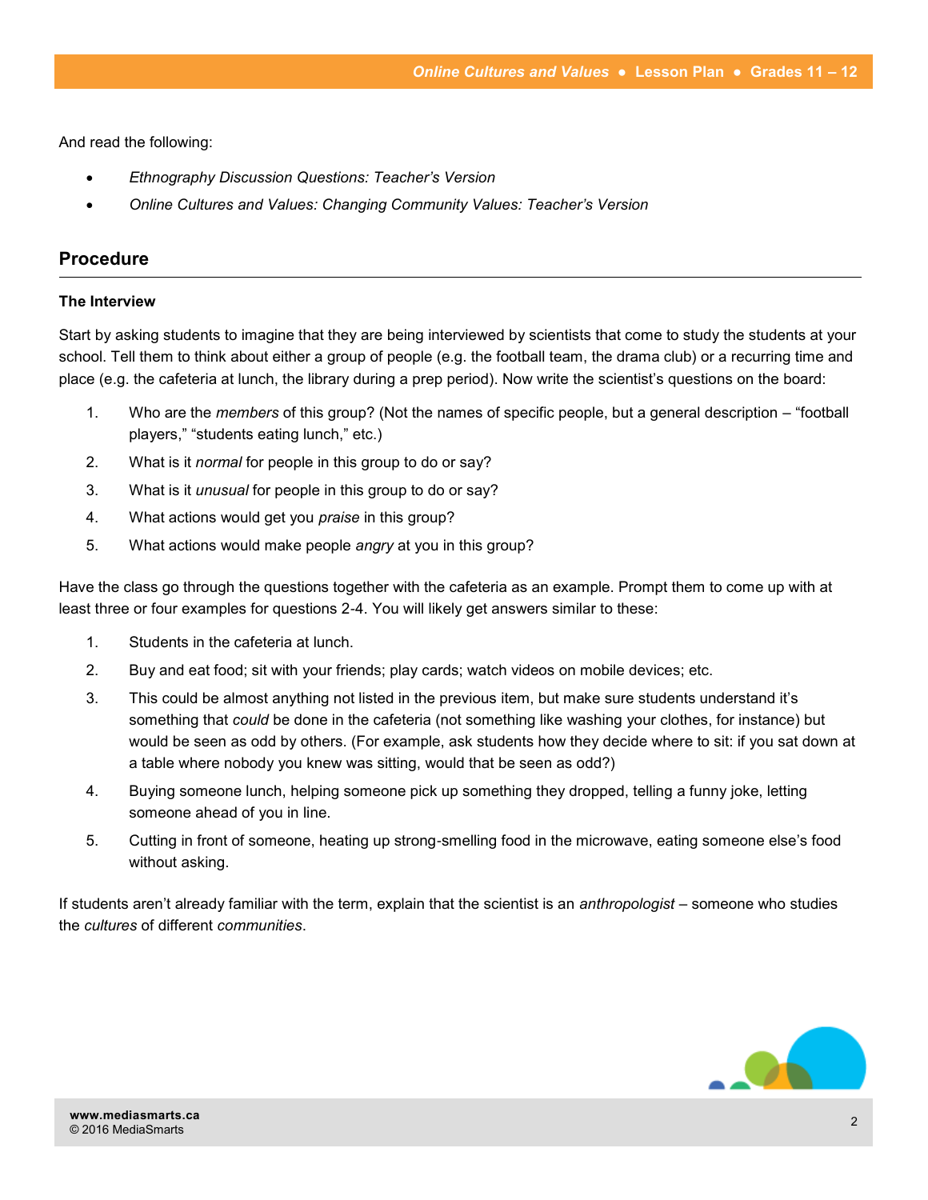And read the following:

- *Ethnography Discussion Questions: Teacher's Version*
- *Online Cultures and Values: Changing Community Values: Teacher's Version*

## Procedure

### The Interview

Start by asking students to imagine that they are being interviewed by scientists that come to study the students at your school. Tell them to think about either a group of people (e.g. the football team, the drama club) or a recurring time and place (e.g. the cafeteria at lunch, the library during a prep period). Now write the scientist's questions on the board:

1. Who are the *members* of this group? (Not the names of specific people, but a general description – "football players," "students eating lunch," etc.)
2. What is it *normal* for people in this group to do or say?
3. What is it *unusual* for people in this group to do or say?
4. What actions would get you *praise* in this group?
5. What actions would make people *angry* at you in this group?

Have the class go through the questions together with the cafeteria as an example. Prompt them to come up with at least three or four examples for questions 2-4. You will likely get answers similar to these:

1. Students in the cafeteria at lunch.
2. Buy and eat food; sit with your friends; play cards; watch videos on mobile devices; etc.
3. This could be almost anything not listed in the previous item, but make sure students understand it's something that *could* be done in the cafeteria (not something like washing your clothes, for instance) but would be seen as odd by others. (For example, ask students how they decide where to sit: if you sat down at a table where nobody you knew was sitting, would that be seen as odd?)
4. Buying someone lunch, helping someone pick up something they dropped, telling a funny joke, letting someone ahead of you in line.
5. Cutting in front of someone, heating up strong-smelling food in the microwave, eating someone else's food without asking.

If students aren't already familiar with the term, explain that the scientist is an *anthropologist* – someone who studies the *cultures* of different *communities*.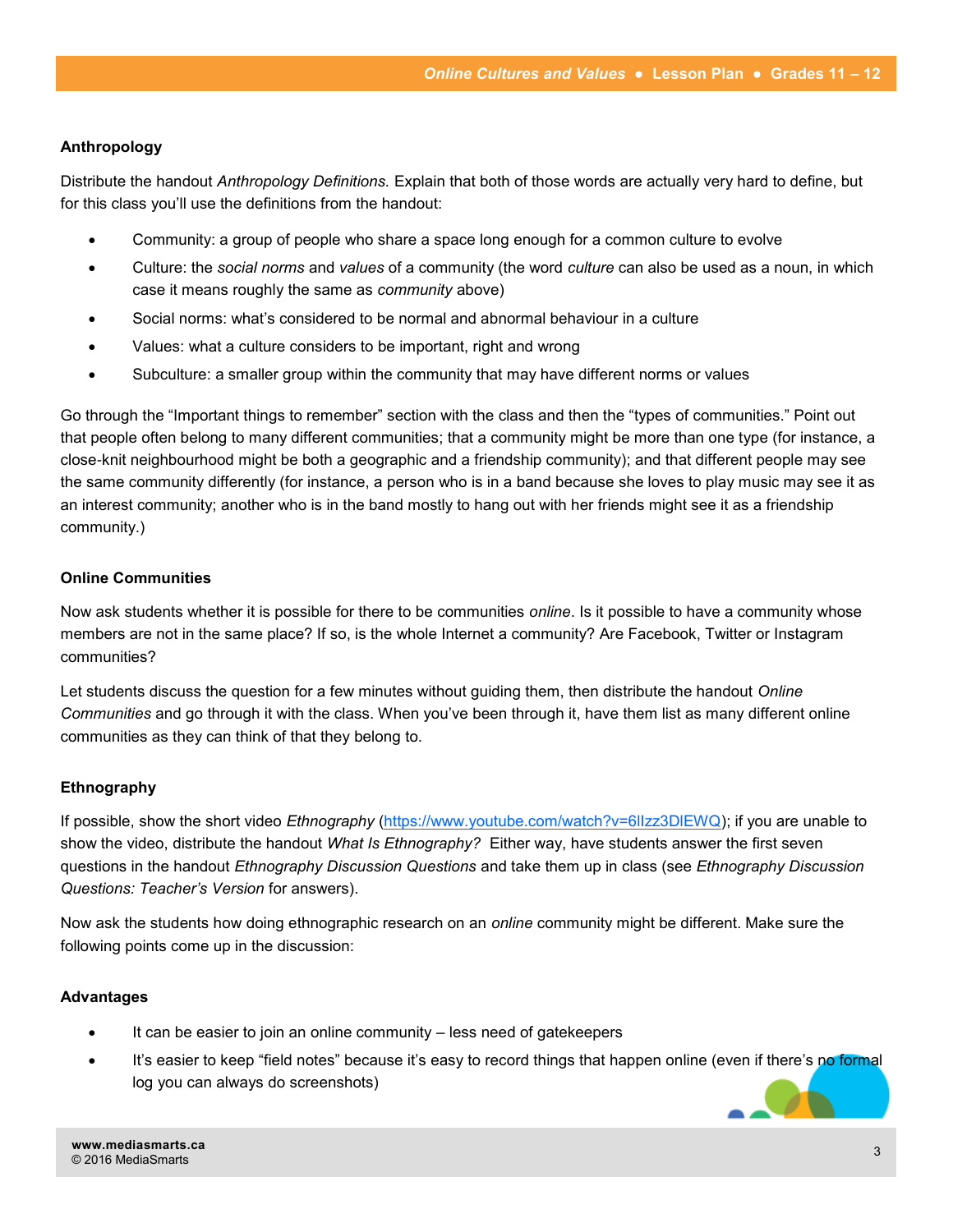### Anthropology

Distribute the handout *Anthropology Definitions.* Explain that both of those words are actually very hard to define, but for this class you'll use the definitions from the handout:

- Community: a group of people who share a space long enough for a common culture to evolve
- Culture: the *social norms* and *values* of a community (the word *culture* can also be used as a noun, in which case it means roughly the same as *community* above)
- Social norms: what's considered to be normal and abnormal behaviour in a culture
- Values: what a culture considers to be important, right and wrong
- Subculture: a smaller group within the community that may have different norms or values

Go through the "Important things to remember" section with the class and then the "types of communities." Point out that people often belong to many different communities; that a community might be more than one type (for instance, a close-knit neighbourhood might be both a geographic and a friendship community); and that different people may see the same community differently (for instance, a person who is in a band because she loves to play music may see it as an interest community; another who is in the band mostly to hang out with her friends might see it as a friendship community.)

### Online Communities

Now ask students whether it is possible for there to be communities *online*. Is it possible to have a community whose members are not in the same place? If so, is the whole Internet a community? Are Facebook, Twitter or Instagram communities?

Let students discuss the question for a few minutes without guiding them, then distribute the handout *Online Communities* and go through it with the class. When you've been through it, have them list as many different online communities as they can think of that they belong to.

### Ethnography

If possible, show the short video *Ethnography* (https://www.youtube.com/watch?v=6lIzz3DlEWQ); if you are unable to show the video, distribute the handout *What Is Ethnography?* Either way, have students answer the first seven questions in the handout *Ethnography Discussion Questions* and take them up in class (see *Ethnography Discussion Questions: Teacher's Version* for answers).

Now ask the students how doing ethnographic research on an *online* community might be different. Make sure the following points come up in the discussion:

### Advantages

- It can be easier to join an online community – less need of gatekeepers
- It's easier to keep "field notes" because it's easy to record things that happen online (even if there's no formal log you can always do screenshots)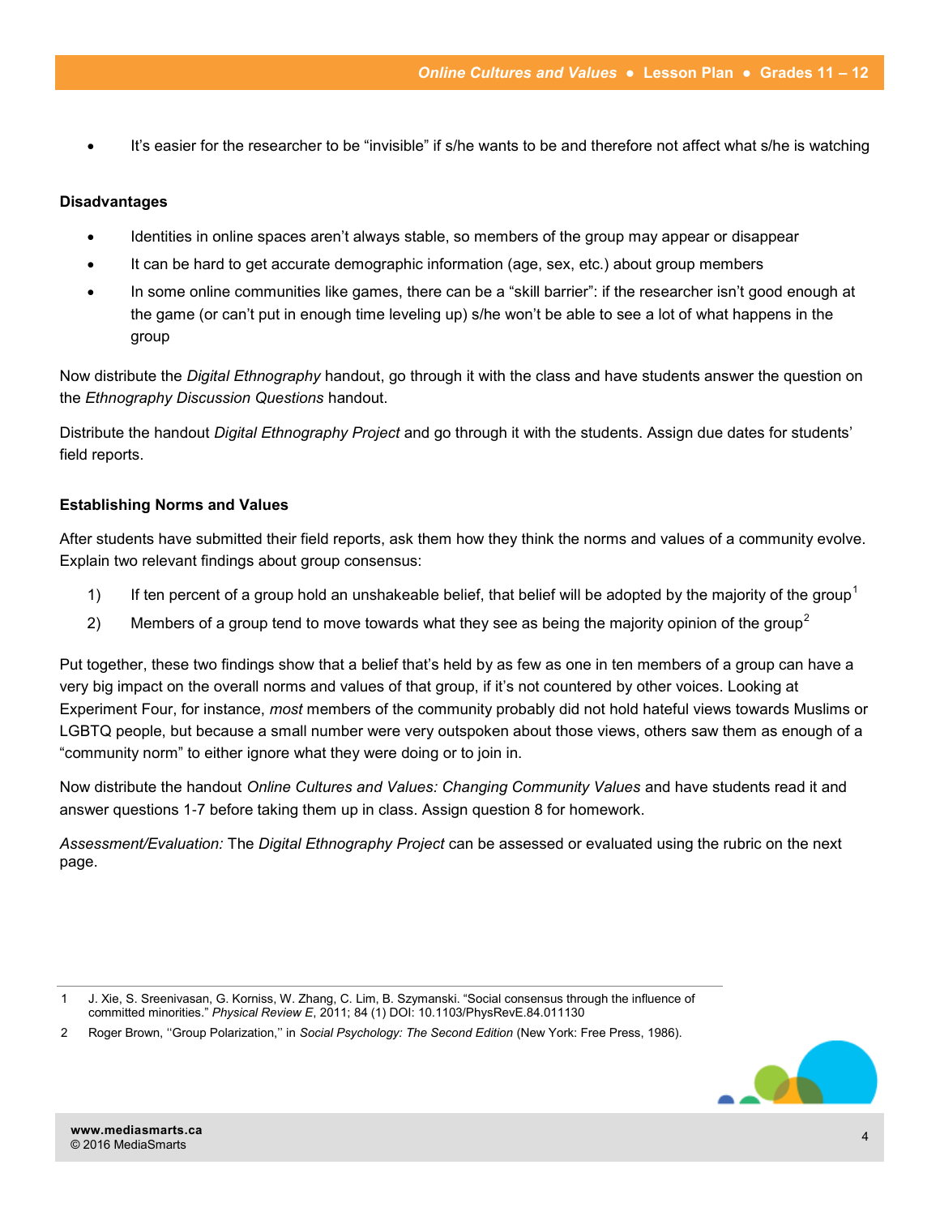- It's easier for the researcher to be "invisible" if s/he wants to be and therefore not affect what s/he is watching

**Disadvantages**

- Identities in online spaces aren't always stable, so members of the group may appear or disappear
- It can be hard to get accurate demographic information (age, sex, etc.) about group members
- In some online communities like games, there can be a "skill barrier": if the researcher isn't good enough at the game (or can't put in enough time leveling up) s/he won't be able to see a lot of what happens in the group

Now distribute the *Digital Ethnography* handout, go through it with the class and have students answer the question on the *Ethnography Discussion Questions* handout.

Distribute the handout *Digital Ethnography Project* and go through it with the students. Assign due dates for students' field reports.

**Establishing Norms and Values**

After students have submitted their field reports, ask them how they think the norms and values of a community evolve. Explain two relevant findings about group consensus:

1) If ten percent of a group hold an unshakeable belief, that belief will be adopted by the majority of the group[1]
2) Members of a group tend to move towards what they see as being the majority opinion of the group[2]

Put together, these two findings show that a belief that's held by as few as one in ten members of a group can have a very big impact on the overall norms and values of that group, if it's not countered by other voices. Looking at Experiment Four, for instance, *most* members of the community probably did not hold hateful views towards Muslims or LGBTQ people, but because a small number were very outspoken about those views, others saw them as enough of a "community norm" to either ignore what they were doing or to join in.

Now distribute the handout *Online Cultures and Values: Changing Community Values* and have students read it and answer questions 1-7 before taking them up in class. Assign question 8 for homework.

*Assessment/Evaluation:* The *Digital Ethnography Project* can be assessed or evaluated using the rubric on the next page.

---

1 J. Xie, S. Sreenivasan, G. Korniss, W. Zhang, C. Lim, B. Szymanski. "Social consensus through the influence of committed minorities." *Physical Review E*, 2011; 84 (1) DOI: 10.1103/PhysRevE.84.011130

2 Roger Brown, ''Group Polarization,'' in *Social Psychology: The Second Edition* (New York: Free Press, 1986).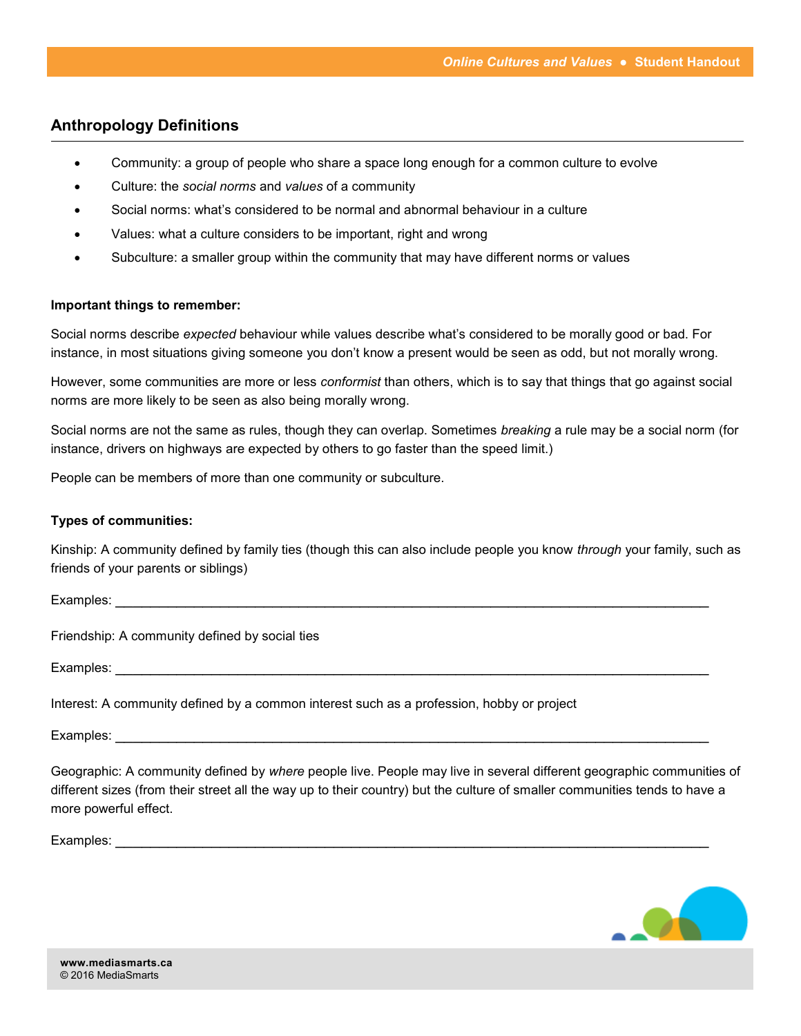## Anthropology Definitions

- Community: a group of people who share a space long enough for a common culture to evolve
- Culture: the *social norms* and *values* of a community
- Social norms: what's considered to be normal and abnormal behaviour in a culture
- Values: what a culture considers to be important, right and wrong
- Subculture: a smaller group within the community that may have different norms or values

**Important things to remember:**

Social norms describe *expected* behaviour while values describe what's considered to be morally good or bad. For instance, in most situations giving someone you don't know a present would be seen as odd, but not morally wrong.

However, some communities are more or less *conformist* than others, which is to say that things that go against social norms are more likely to be seen as also being morally wrong.

Social norms are not the same as rules, though they can overlap. Sometimes *breaking* a rule may be a social norm (for instance, drivers on highways are expected by others to go faster than the speed limit.)

People can be members of more than one community or subculture.

**Types of communities:**

Kinship: A community defined by family ties (though this can also include people you know *through* your family, such as friends of your parents or siblings)

Examples: ______________________________________________________________________________

Friendship: A community defined by social ties

Examples: ______________________________________________________________________________

Interest: A community defined by a common interest such as a profession, hobby or project

Examples: ______________________________________________________________________________

Geographic: A community defined by *where* people live. People may live in several different geographic communities of different sizes (from their street all the way up to their country) but the culture of smaller communities tends to have a more powerful effect.

Examples: ______________________________________________________________________________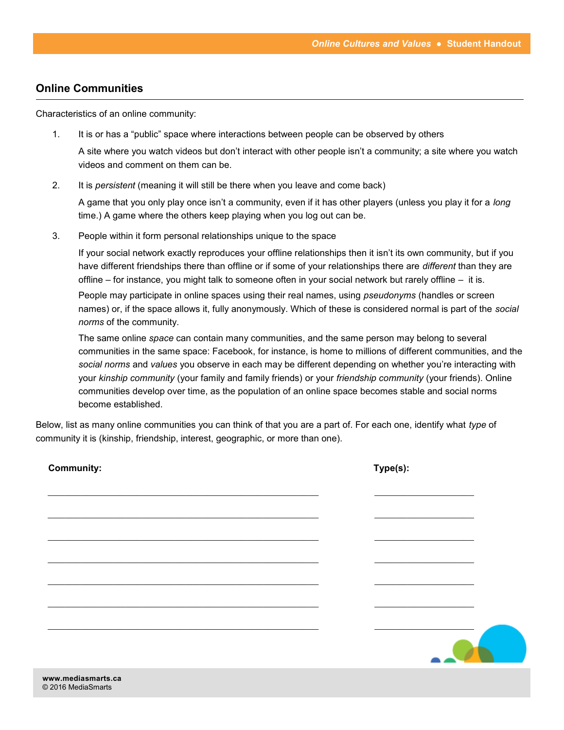## Online Communities

Characteristics of an online community:

1. It is or has a "public" space where interactions between people can be observed by others

   A site where you watch videos but don't interact with other people isn't a community; a site where you watch videos and comment on them can be.

2. It is *persistent* (meaning it will still be there when you leave and come back)

   A game that you only play once isn't a community, even if it has other players (unless you play it for a *long* time.) A game where the others keep playing when you log out can be.

3. People within it form personal relationships unique to the space

   If your social network exactly reproduces your offline relationships then it isn't its own community, but if you have different friendships there than offline or if some of your relationships there are *different* than they are offline – for instance, you might talk to someone often in your social network but rarely offline – it is.

   People may participate in online spaces using their real names, using *pseudonyms* (handles or screen names) or, if the space allows it, fully anonymously. Which of these is considered normal is part of the *social norms* of the community.

   The same online *space* can contain many communities, and the same person may belong to several communities in the same space: Facebook, for instance, is home to millions of different communities, and the *social norms* and *values* you observe in each may be different depending on whether you're interacting with your *kinship community* (your family and family friends) or your *friendship community* (your friends). Online communities develop over time, as the population of an online space becomes stable and social norms become established.

Below, list as many online communities you can think of that you are a part of. For each one, identify what *type* of community it is (kinship, friendship, interest, geographic, or more than one).

| **Community:** | **Type(s):** |
|---|---|
| | |
| | |
| | |
| | |
| | |
| | |
| | |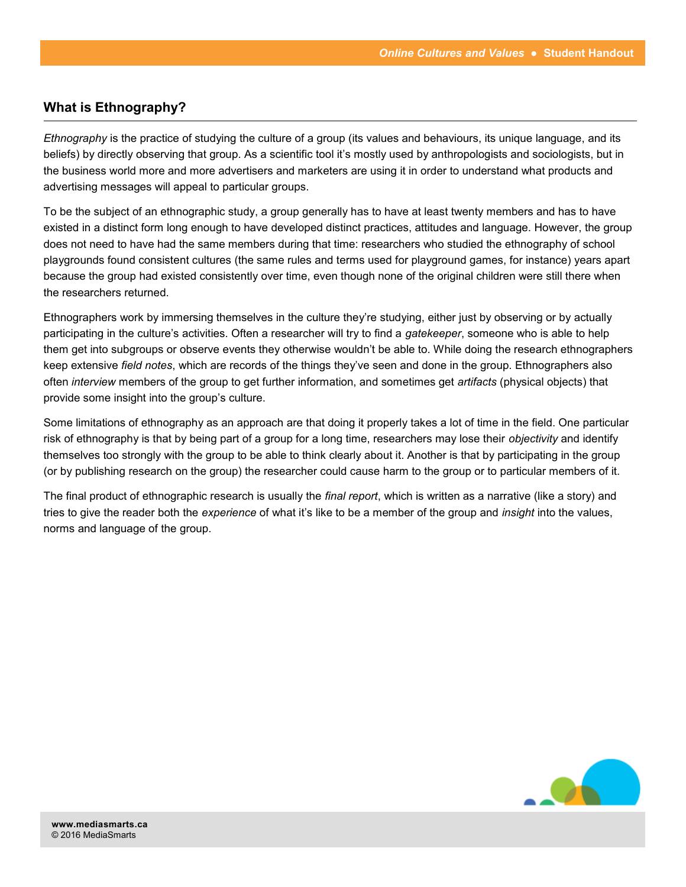## What is Ethnography?

*Ethnography* is the practice of studying the culture of a group (its values and behaviours, its unique language, and its beliefs) by directly observing that group. As a scientific tool it's mostly used by anthropologists and sociologists, but in the business world more and more advertisers and marketers are using it in order to understand what products and advertising messages will appeal to particular groups.

To be the subject of an ethnographic study, a group generally has to have at least twenty members and has to have existed in a distinct form long enough to have developed distinct practices, attitudes and language. However, the group does not need to have had the same members during that time: researchers who studied the ethnography of school playgrounds found consistent cultures (the same rules and terms used for playground games, for instance) years apart because the group had existed consistently over time, even though none of the original children were still there when the researchers returned.

Ethnographers work by immersing themselves in the culture they're studying, either just by observing or by actually participating in the culture's activities. Often a researcher will try to find a *gatekeeper*, someone who is able to help them get into subgroups or observe events they otherwise wouldn't be able to. While doing the research ethnographers keep extensive *field notes*, which are records of the things they've seen and done in the group. Ethnographers also often *interview* members of the group to get further information, and sometimes get *artifacts* (physical objects) that provide some insight into the group's culture.

Some limitations of ethnography as an approach are that doing it properly takes a lot of time in the field. One particular risk of ethnography is that by being part of a group for a long time, researchers may lose their *objectivity* and identify themselves too strongly with the group to be able to think clearly about it. Another is that by participating in the group (or by publishing research on the group) the researcher could cause harm to the group or to particular members of it.

The final product of ethnographic research is usually the *final report*, which is written as a narrative (like a story) and tries to give the reader both the *experience* of what it's like to be a member of the group and *insight* into the values, norms and language of the group.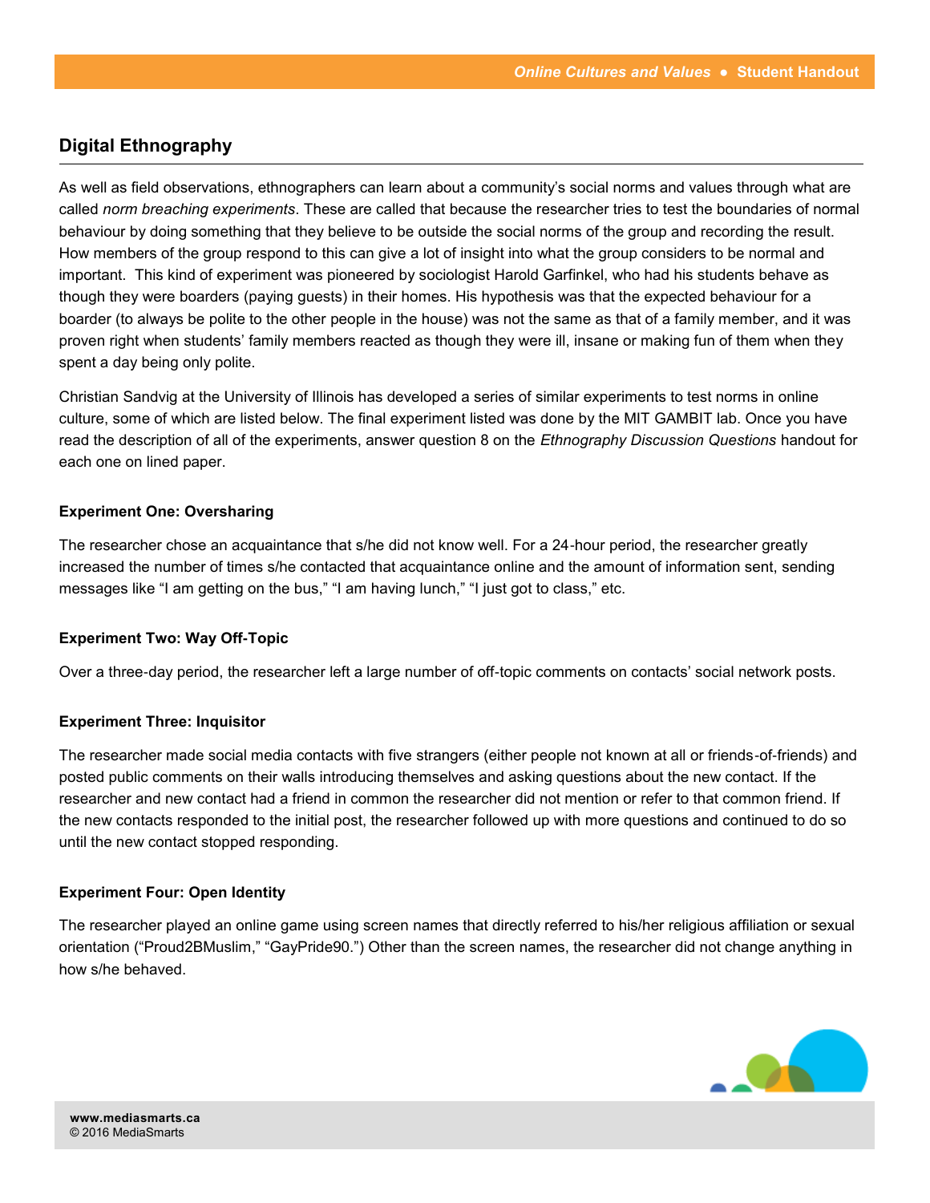## Digital Ethnography

As well as field observations, ethnographers can learn about a community's social norms and values through what are called *norm breaching experiments*. These are called that because the researcher tries to test the boundaries of normal behaviour by doing something that they believe to be outside the social norms of the group and recording the result. How members of the group respond to this can give a lot of insight into what the group considers to be normal and important. This kind of experiment was pioneered by sociologist Harold Garfinkel, who had his students behave as though they were boarders (paying guests) in their homes. His hypothesis was that the expected behaviour for a boarder (to always be polite to the other people in the house) was not the same as that of a family member, and it was proven right when students' family members reacted as though they were ill, insane or making fun of them when they spent a day being only polite.

Christian Sandvig at the University of Illinois has developed a series of similar experiments to test norms in online culture, some of which are listed below. The final experiment listed was done by the MIT GAMBIT lab. Once you have read the description of all of the experiments, answer question 8 on the *Ethnography Discussion Questions* handout for each one on lined paper.

#### Experiment One: Oversharing

The researcher chose an acquaintance that s/he did not know well. For a 24-hour period, the researcher greatly increased the number of times s/he contacted that acquaintance online and the amount of information sent, sending messages like "I am getting on the bus," "I am having lunch," "I just got to class," etc.

#### Experiment Two: Way Off-Topic

Over a three-day period, the researcher left a large number of off-topic comments on contacts' social network posts.

#### Experiment Three: Inquisitor

The researcher made social media contacts with five strangers (either people not known at all or friends-of-friends) and posted public comments on their walls introducing themselves and asking questions about the new contact. If the researcher and new contact had a friend in common the researcher did not mention or refer to that common friend. If the new contacts responded to the initial post, the researcher followed up with more questions and continued to do so until the new contact stopped responding.

#### Experiment Four: Open Identity

The researcher played an online game using screen names that directly referred to his/her religious affiliation or sexual orientation ("Proud2BMuslim," "GayPride90.") Other than the screen names, the researcher did not change anything in how s/he behaved.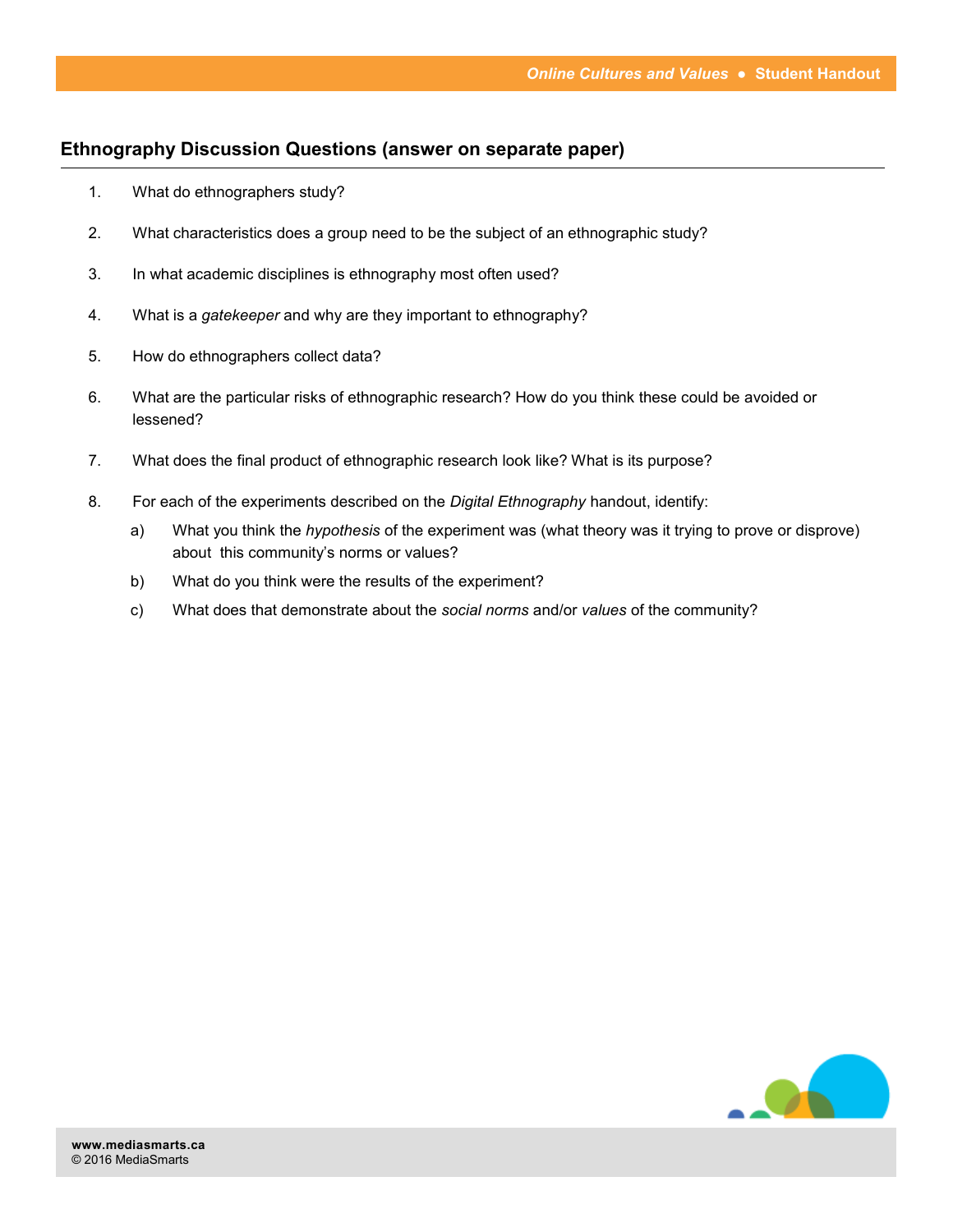## Ethnography Discussion Questions (answer on separate paper)

1. What do ethnographers study?

2. What characteristics does a group need to be the subject of an ethnographic study?

3. In what academic disciplines is ethnography most often used?

4. What is a *gatekeeper* and why are they important to ethnography?

5. How do ethnographers collect data?

6. What are the particular risks of ethnographic research? How do you think these could be avoided or lessened?

7. What does the final product of ethnographic research look like? What is its purpose?

8. For each of the experiments described on the *Digital Ethnography* handout, identify:

   a) What you think the *hypothesis* of the experiment was (what theory was it trying to prove or disprove) about this community's norms or values?

   b) What do you think were the results of the experiment?

   c) What does that demonstrate about the *social norms* and/or *values* of the community?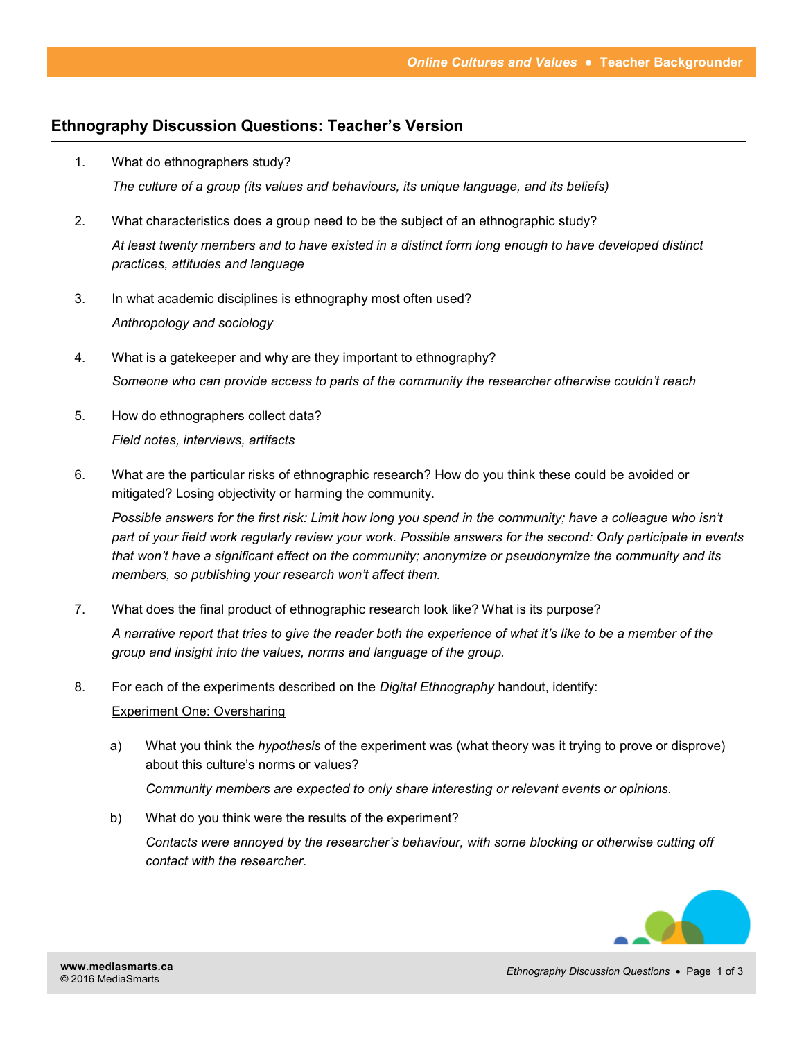## Ethnography Discussion Questions: Teacher's Version

1. What do ethnographers study?

   *The culture of a group (its values and behaviours, its unique language, and its beliefs)*

2. What characteristics does a group need to be the subject of an ethnographic study?

   *At least twenty members and to have existed in a distinct form long enough to have developed distinct practices, attitudes and language*

3. In what academic disciplines is ethnography most often used?

   *Anthropology and sociology*

4. What is a gatekeeper and why are they important to ethnography?

   *Someone who can provide access to parts of the community the researcher otherwise couldn't reach*

5. How do ethnographers collect data?

   *Field notes, interviews, artifacts*

6. What are the particular risks of ethnographic research? How do you think these could be avoided or mitigated? Losing objectivity or harming the community.

   *Possible answers for the first risk: Limit how long you spend in the community; have a colleague who isn't part of your field work regularly review your work. Possible answers for the second: Only participate in events that won't have a significant effect on the community; anonymize or pseudonymize the community and its members, so publishing your research won't affect them.*

7. What does the final product of ethnographic research look like? What is its purpose?

   *A narrative report that tries to give the reader both the experience of what it's like to be a member of the group and insight into the values, norms and language of the group.*

8. For each of the experiments described on the *Digital Ethnography* handout, identify:

   <u>Experiment One: Oversharing</u>

   a) What you think the *hypothesis* of the experiment was (what theory was it trying to prove or disprove) about this culture's norms or values?

      *Community members are expected to only share interesting or relevant events or opinions.*

   b) What do you think were the results of the experiment?

      *Contacts were annoyed by the researcher's behaviour, with some blocking or otherwise cutting off contact with the researcher.*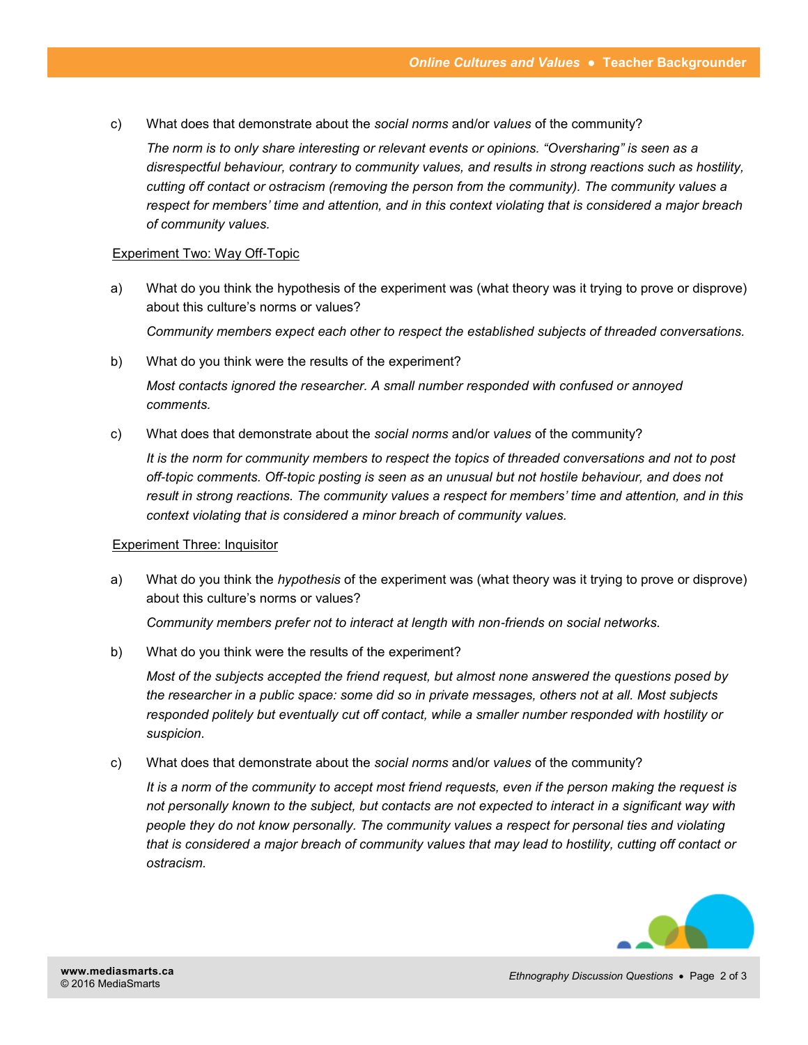c) What does that demonstrate about the *social norms* and/or *values* of the community?

*The norm is to only share interesting or relevant events or opinions. "Oversharing" is seen as a disrespectful behaviour, contrary to community values, and results in strong reactions such as hostility, cutting off contact or ostracism (removing the person from the community). The community values a respect for members' time and attention, and in this context violating that is considered a major breach of community values.*

<u>Experiment Two: Way Off-Topic</u>

a) What do you think the hypothesis of the experiment was (what theory was it trying to prove or disprove) about this culture's norms or values?

*Community members expect each other to respect the established subjects of threaded conversations.*

b) What do you think were the results of the experiment?

*Most contacts ignored the researcher. A small number responded with confused or annoyed comments.*

c) What does that demonstrate about the *social norms* and/or *values* of the community?

*It is the norm for community members to respect the topics of threaded conversations and not to post off-topic comments. Off-topic posting is seen as an unusual but not hostile behaviour, and does not result in strong reactions. The community values a respect for members' time and attention, and in this context violating that is considered a minor breach of community values.*

<u>Experiment Three: Inquisitor</u>

a) What do you think the *hypothesis* of the experiment was (what theory was it trying to prove or disprove) about this culture's norms or values?

*Community members prefer not to interact at length with non-friends on social networks.*

b) What do you think were the results of the experiment?

*Most of the subjects accepted the friend request, but almost none answered the questions posed by the researcher in a public space: some did so in private messages, others not at all. Most subjects responded politely but eventually cut off contact, while a smaller number responded with hostility or suspicion.*

c) What does that demonstrate about the *social norms* and/or *values* of the community?

*It is a norm of the community to accept most friend requests, even if the person making the request is not personally known to the subject, but contacts are not expected to interact in a significant way with people they do not know personally. The community values a respect for personal ties and violating that is considered a major breach of community values that may lead to hostility, cutting off contact or ostracism.*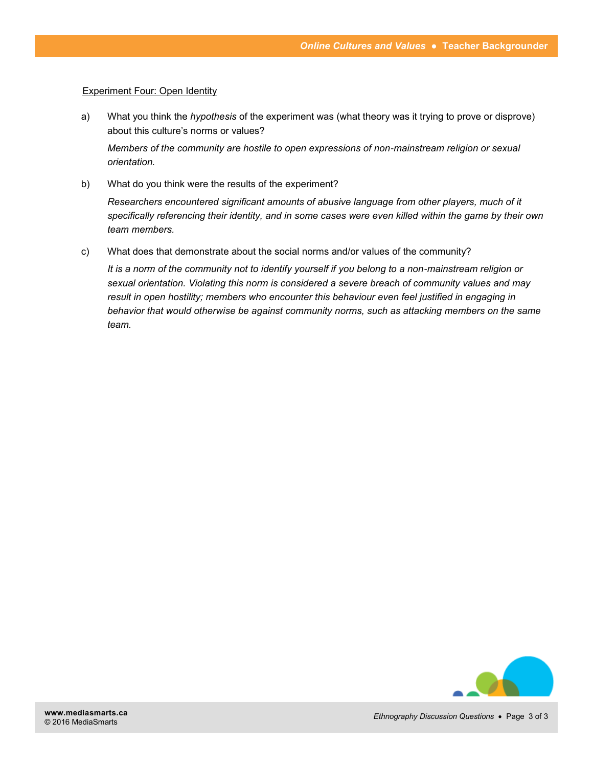Experiment Four: Open Identity

a) What you think the *hypothesis* of the experiment was (what theory was it trying to prove or disprove) about this culture's norms or values?

   *Members of the community are hostile to open expressions of non-mainstream religion or sexual orientation.*

b) What do you think were the results of the experiment?

   *Researchers encountered significant amounts of abusive language from other players, much of it specifically referencing their identity, and in some cases were even killed within the game by their own team members.*

c) What does that demonstrate about the social norms and/or values of the community?

   *It is a norm of the community not to identify yourself if you belong to a non-mainstream religion or sexual orientation. Violating this norm is considered a severe breach of community values and may result in open hostility; members who encounter this behaviour even feel justified in engaging in behavior that would otherwise be against community norms, such as attacking members on the same team.*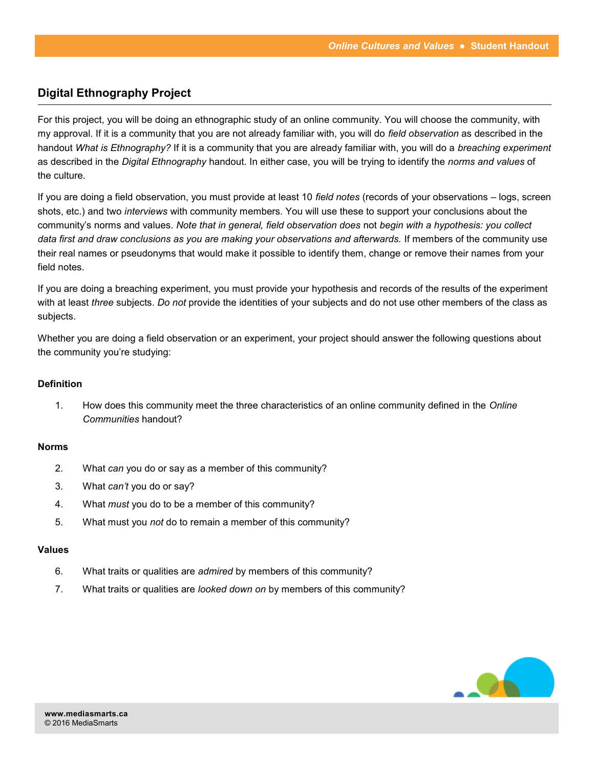## Digital Ethnography Project

For this project, you will be doing an ethnographic study of an online community. You will choose the community, with my approval. If it is a community that you are not already familiar with, you will do *field observation* as described in the handout *What is Ethnography?* If it is a community that you are already familiar with, you will do a *breaching experiment* as described in the *Digital Ethnography* handout. In either case, you will be trying to identify the *norms and values* of the culture.

If you are doing a field observation, you must provide at least 10 *field notes* (records of your observations – logs, screen shots, etc.) and two *interviews* with community members. You will use these to support your conclusions about the community's norms and values. *Note that in general, field observation does* not *begin with a hypothesis: you collect data first and draw conclusions as you are making your observations and afterwards.* If members of the community use their real names or pseudonyms that would make it possible to identify them, change or remove their names from your field notes.

If you are doing a breaching experiment, you must provide your hypothesis and records of the results of the experiment with at least *three* subjects. *Do not* provide the identities of your subjects and do not use other members of the class as subjects.

Whether you are doing a field observation or an experiment, your project should answer the following questions about the community you're studying:

**Definition**

1. How does this community meet the three characteristics of an online community defined in the *Online Communities* handout?

**Norms**

2. What *can* you do or say as a member of this community?
3. What *can't* you do or say?
4. What *must* you do to be a member of this community?
5. What must you *not* do to remain a member of this community?

**Values**

6. What traits or qualities are *admired* by members of this community?
7. What traits or qualities are *looked down on* by members of this community?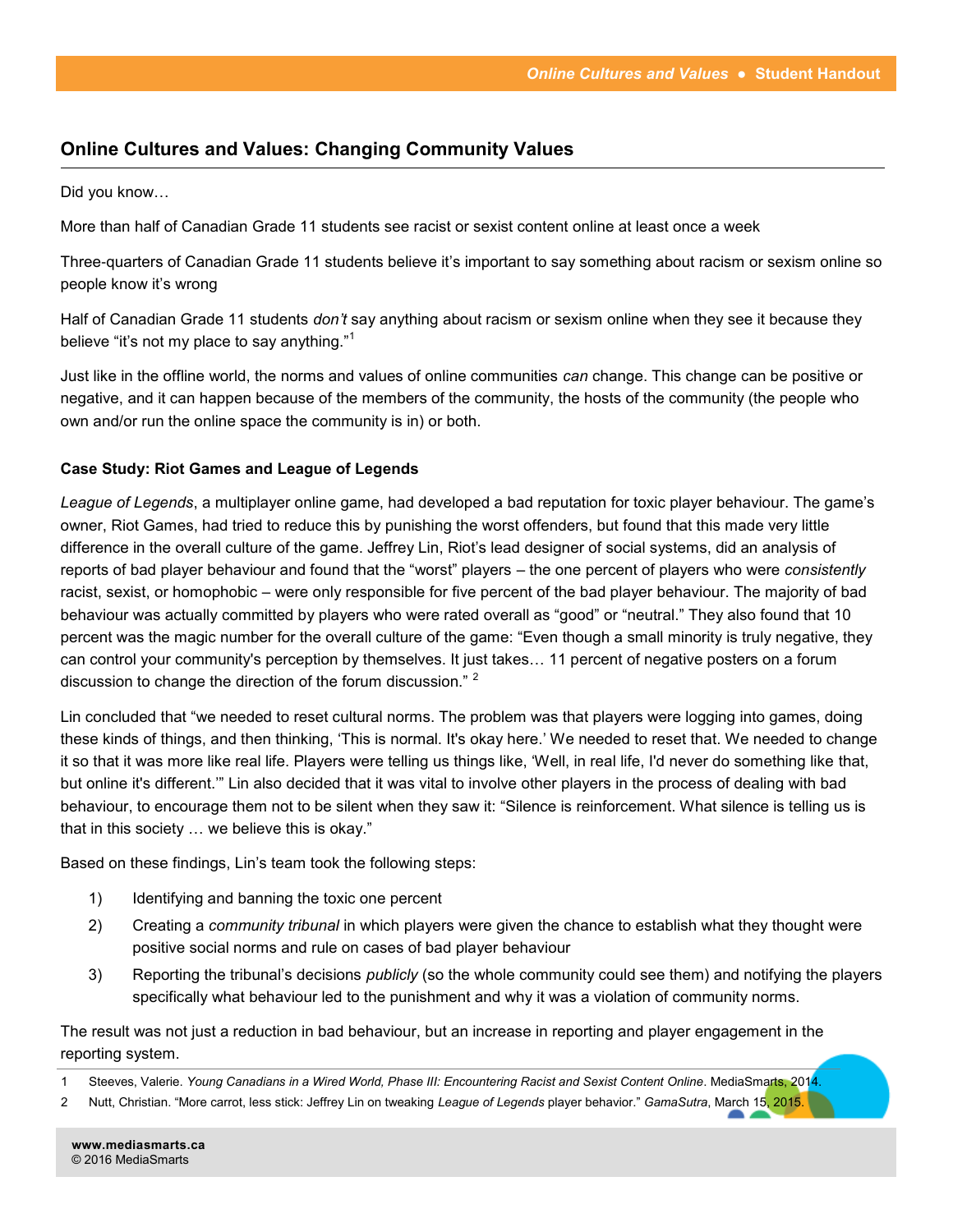## Online Cultures and Values: Changing Community Values

Did you know…

More than half of Canadian Grade 11 students see racist or sexist content online at least once a week

Three-quarters of Canadian Grade 11 students believe it's important to say something about racism or sexism online so people know it's wrong

Half of Canadian Grade 11 students *don't* say anything about racism or sexism online when they see it because they believe "it's not my place to say anything."[1]

Just like in the offline world, the norms and values of online communities *can* change. This change can be positive or negative, and it can happen because of the members of the community, the hosts of the community (the people who own and/or run the online space the community is in) or both.

### Case Study: Riot Games and League of Legends

*League of Legends*, a multiplayer online game, had developed a bad reputation for toxic player behaviour. The game's owner, Riot Games, had tried to reduce this by punishing the worst offenders, but found that this made very little difference in the overall culture of the game. Jeffrey Lin, Riot's lead designer of social systems, did an analysis of reports of bad player behaviour and found that the "worst" players – the one percent of players who were *consistently* racist, sexist, or homophobic – were only responsible for five percent of the bad player behaviour. The majority of bad behaviour was actually committed by players who were rated overall as "good" or "neutral." They also found that 10 percent was the magic number for the overall culture of the game: "Even though a small minority is truly negative, they can control your community's perception by themselves. It just takes… 11 percent of negative posters on a forum discussion to change the direction of the forum discussion." [2]

Lin concluded that "we needed to reset cultural norms. The problem was that players were logging into games, doing these kinds of things, and then thinking, 'This is normal. It's okay here.' We needed to reset that. We needed to change it so that it was more like real life. Players were telling us things like, 'Well, in real life, I'd never do something like that, but online it's different.'" Lin also decided that it was vital to involve other players in the process of dealing with bad behaviour, to encourage them not to be silent when they saw it: "Silence is reinforcement. What silence is telling us is that in this society … we believe this is okay."

Based on these findings, Lin's team took the following steps:

1) Identifying and banning the toxic one percent
2) Creating a *community tribunal* in which players were given the chance to establish what they thought were positive social norms and rule on cases of bad player behaviour
3) Reporting the tribunal's decisions *publicly* (so the whole community could see them) and notifying the players specifically what behaviour led to the punishment and why it was a violation of community norms.

The result was not just a reduction in bad behaviour, but an increase in reporting and player engagement in the reporting system.

1 Steeves, Valerie. *Young Canadians in a Wired World, Phase III: Encountering Racist and Sexist Content Online*. MediaSmarts, 2014.

2 Nutt, Christian. "More carrot, less stick: Jeffrey Lin on tweaking *League of Legends* player behavior." *GamaSutra*, March 15, 2015.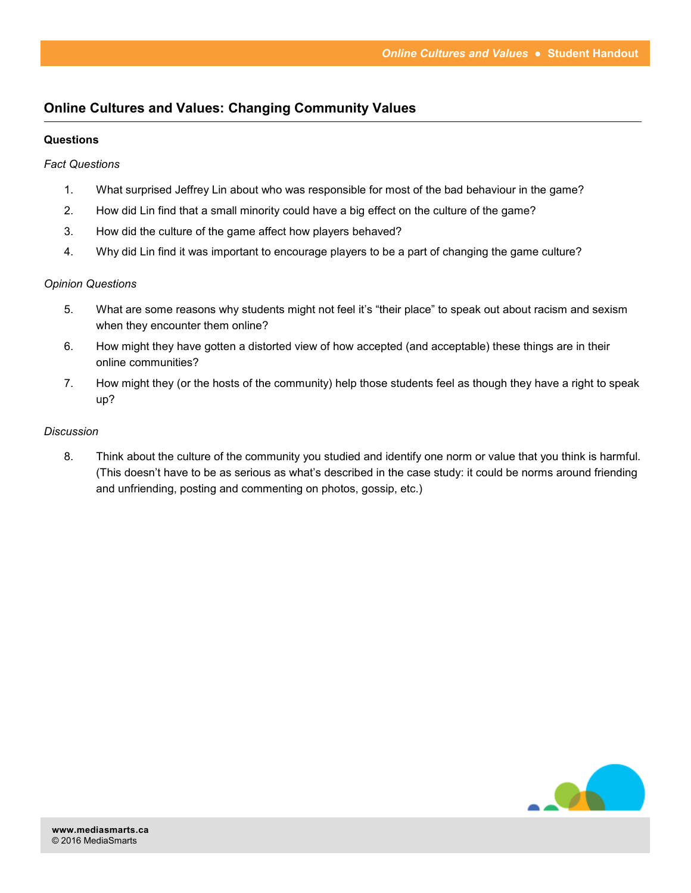## Online Cultures and Values: Changing Community Values

**Questions**

*Fact Questions*

1. What surprised Jeffrey Lin about who was responsible for most of the bad behaviour in the game?
2. How did Lin find that a small minority could have a big effect on the culture of the game?
3. How did the culture of the game affect how players behaved?
4. Why did Lin find it was important to encourage players to be a part of changing the game culture?

*Opinion Questions*

5. What are some reasons why students might not feel it's "their place" to speak out about racism and sexism when they encounter them online?
6. How might they have gotten a distorted view of how accepted (and acceptable) these things are in their online communities?
7. How might they (or the hosts of the community) help those students feel as though they have a right to speak up?

*Discussion*

8. Think about the culture of the community you studied and identify one norm or value that you think is harmful. (This doesn't have to be as serious as what's described in the case study: it could be norms around friending and unfriending, posting and commenting on photos, gossip, etc.)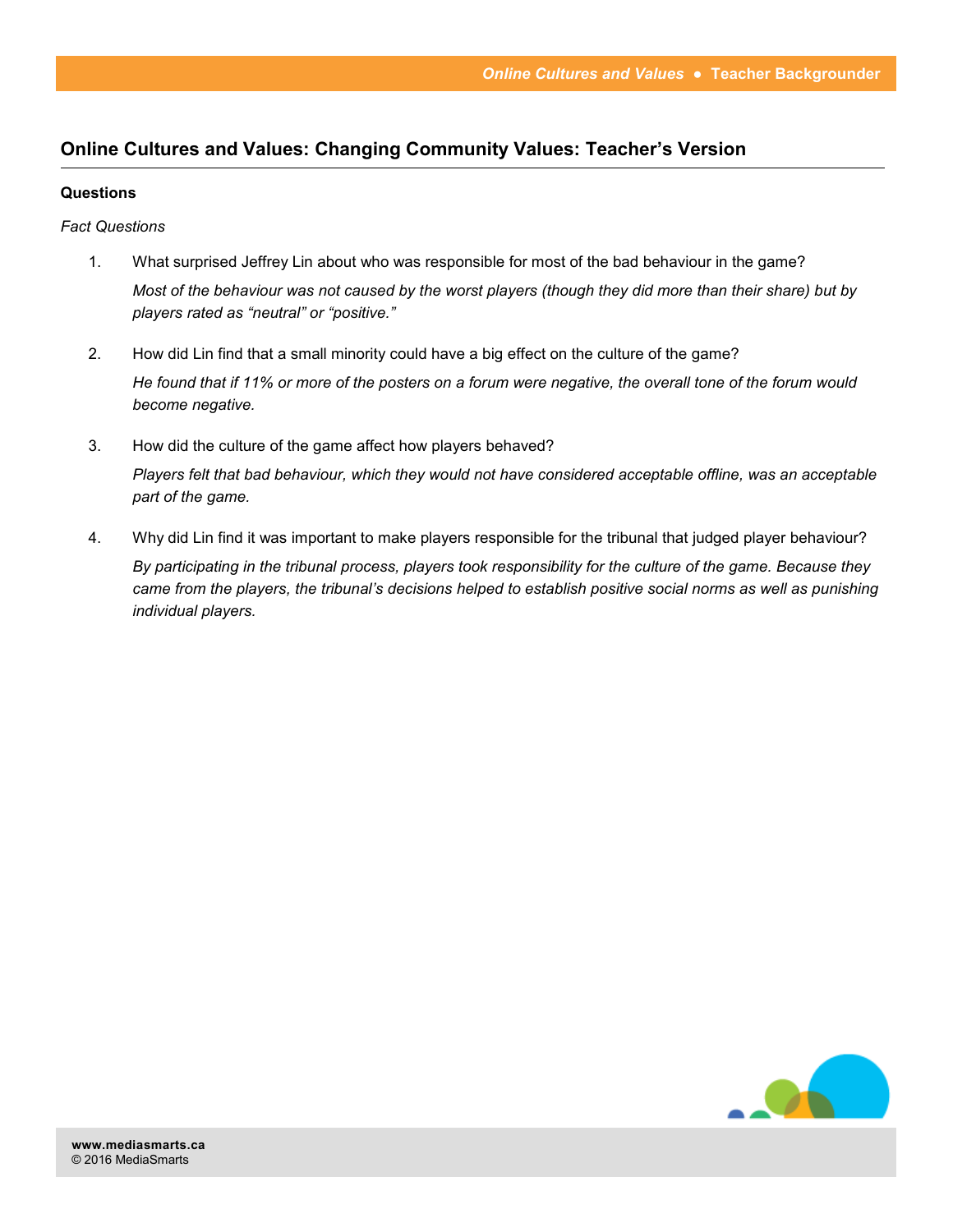## Online Cultures and Values: Changing Community Values: Teacher's Version

**Questions**

*Fact Questions*

1. What surprised Jeffrey Lin about who was responsible for most of the bad behaviour in the game?

   *Most of the behaviour was not caused by the worst players (though they did more than their share) but by players rated as "neutral" or "positive."*

2. How did Lin find that a small minority could have a big effect on the culture of the game?

   *He found that if 11% or more of the posters on a forum were negative, the overall tone of the forum would become negative.*

3. How did the culture of the game affect how players behaved?

   *Players felt that bad behaviour, which they would not have considered acceptable offline, was an acceptable part of the game.*

4. Why did Lin find it was important to make players responsible for the tribunal that judged player behaviour?

   *By participating in the tribunal process, players took responsibility for the culture of the game. Because they came from the players, the tribunal's decisions helped to establish positive social norms as well as punishing individual players.*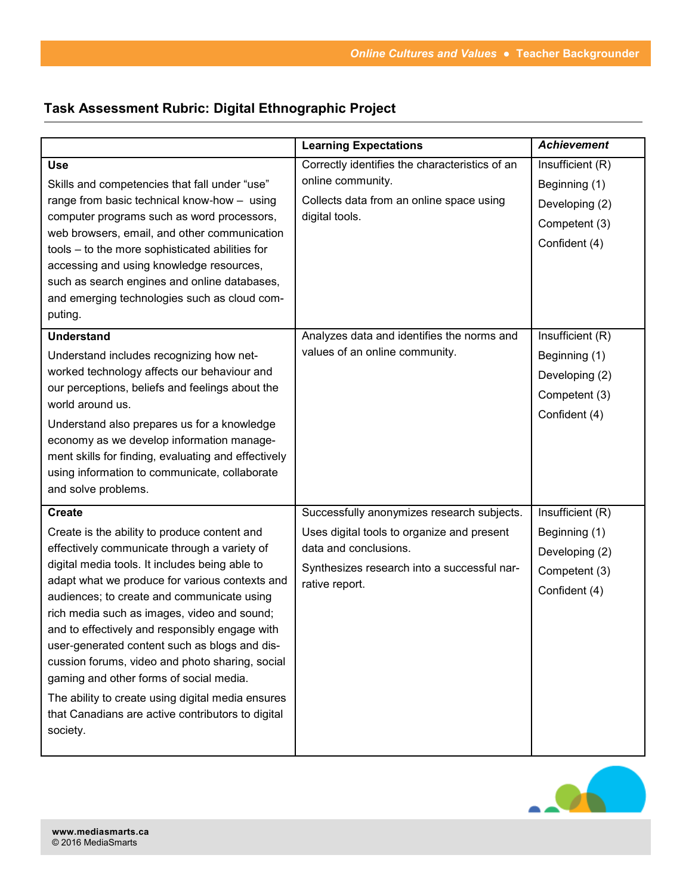## Task Assessment Rubric: Digital Ethnographic Project

| | Learning Expectations | *Achievement* |
|---|---|---|
| **Use**<br>Skills and competencies that fall under "use" range from basic technical know-how – using computer programs such as word processors, web browsers, email, and other communication tools – to the more sophisticated abilities for accessing and using knowledge resources, such as search engines and online databases, and emerging technologies such as cloud computing. | Correctly identifies the characteristics of an online community.<br>Collects data from an online space using digital tools. | Insufficient (R)<br>Beginning (1)<br>Developing (2)<br>Competent (3)<br>Confident (4) |
| **Understand**<br>Understand includes recognizing how networked technology affects our behaviour and our perceptions, beliefs and feelings about the world around us.<br>Understand also prepares us for a knowledge economy as we develop information management skills for finding, evaluating and effectively using information to communicate, collaborate and solve problems. | Analyzes data and identifies the norms and values of an online community. | Insufficient (R)<br>Beginning (1)<br>Developing (2)<br>Competent (3)<br>Confident (4) |
| **Create**<br>Create is the ability to produce content and effectively communicate through a variety of digital media tools. It includes being able to adapt what we produce for various contexts and audiences; to create and communicate using rich media such as images, video and sound; and to effectively and responsibly engage with user-generated content such as blogs and discussion forums, video and photo sharing, social gaming and other forms of social media.<br>The ability to create using digital media ensures that Canadians are active contributors to digital society. | Successfully anonymizes research subjects.<br>Uses digital tools to organize and present data and conclusions.<br>Synthesizes research into a successful narrative report. | Insufficient (R)<br>Beginning (1)<br>Developing (2)<br>Competent (3)<br>Confident (4) |